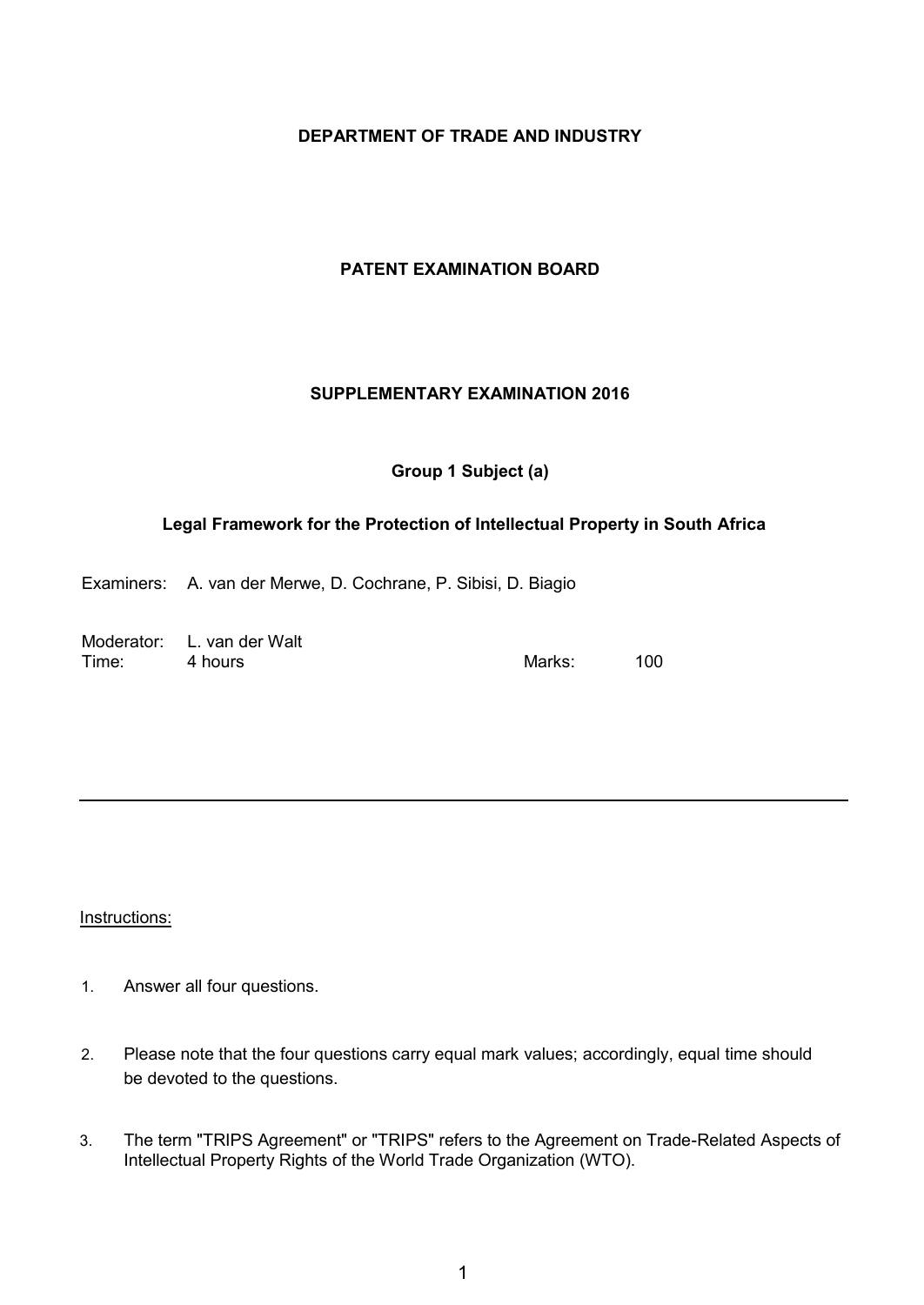**DEPARTMENT OF TRADE AND INDUSTRY**

**PATENT EXAMINATION BOARD**

**SUPPLEMENTARY EXAMINATION 2016**

**Group 1 Subject (a)**

**Legal Framework for the Protection of Intellectual Property in South Africa**

Examiners: A. van der Merwe, D. Cochrane, P. Sibisi, D. Biagio

Moderator: L. van der Walt

Time: 4 hours

Marks: 100

---

Instructions:

1. Answer all four questions.
2. Please note that the four questions carry equal mark values; accordingly, equal time should be devoted to the questions.
3. The term "TRIPS Agreement" or "TRIPS" refers to the Agreement on Trade-Related Aspects of Intellectual Property Rights of the World Trade Organization (WTO).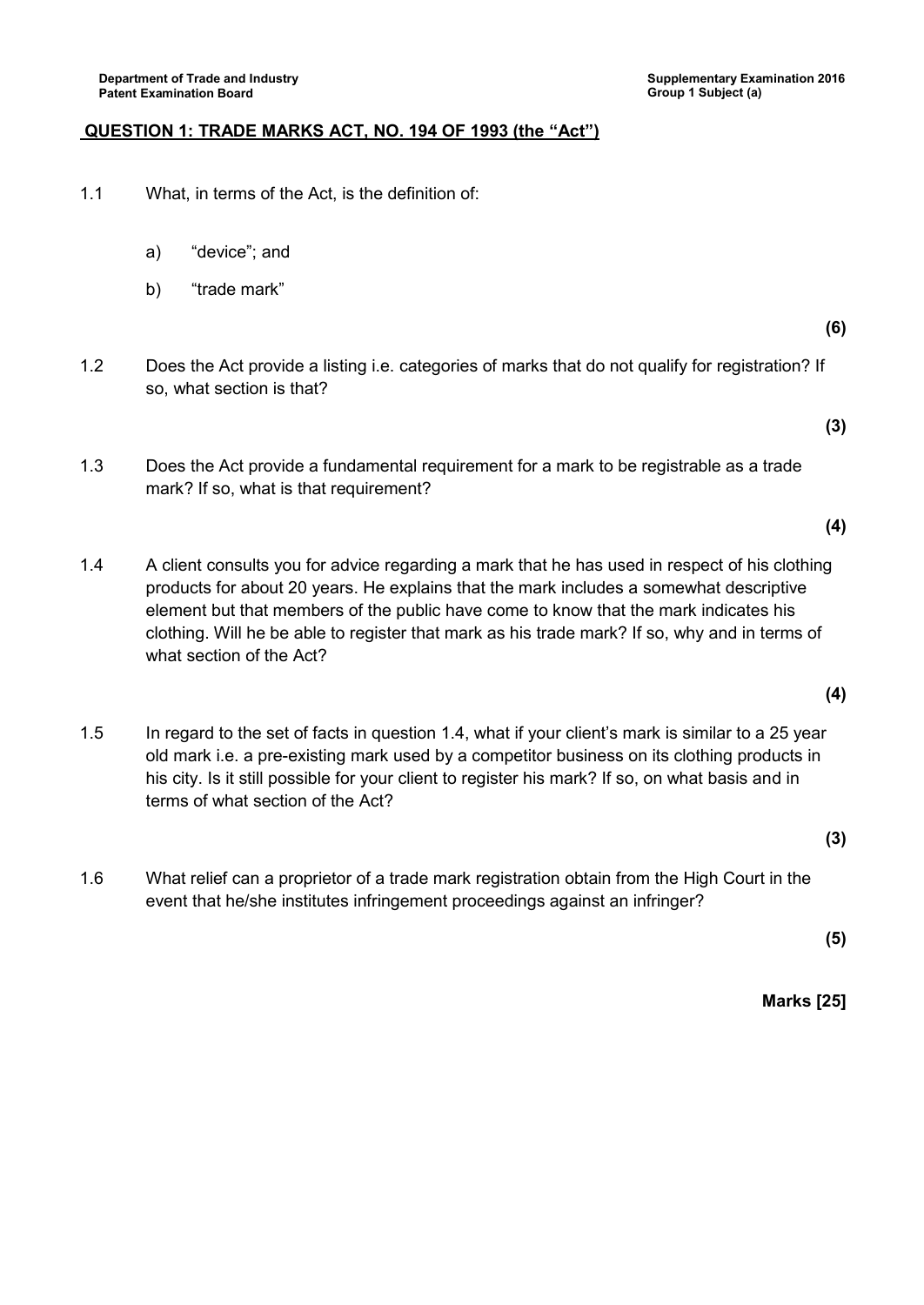## QUESTION 1: TRADE MARKS ACT, NO. 194 OF 1993 (the "Act")

1.1 What, in terms of the Act, is the definition of:

a) "device"; and

b) "trade mark"

**(6)**

1.2 Does the Act provide a listing i.e. categories of marks that do not qualify for registration? If so, what section is that?

**(3)**

1.3 Does the Act provide a fundamental requirement for a mark to be registrable as a trade mark? If so, what is that requirement?

**(4)**

1.4 A client consults you for advice regarding a mark that he has used in respect of his clothing products for about 20 years. He explains that the mark includes a somewhat descriptive element but that members of the public have come to know that the mark indicates his clothing. Will he be able to register that mark as his trade mark? If so, why and in terms of what section of the Act?

**(4)**

1.5 In regard to the set of facts in question 1.4, what if your client's mark is similar to a 25 year old mark i.e. a pre-existing mark used by a competitor business on its clothing products in his city. Is it still possible for your client to register his mark? If so, on what basis and in terms of what section of the Act?

**(3)**

1.6 What relief can a proprietor of a trade mark registration obtain from the High Court in the event that he/she institutes infringement proceedings against an infringer?

**(5)**

**Marks [25]**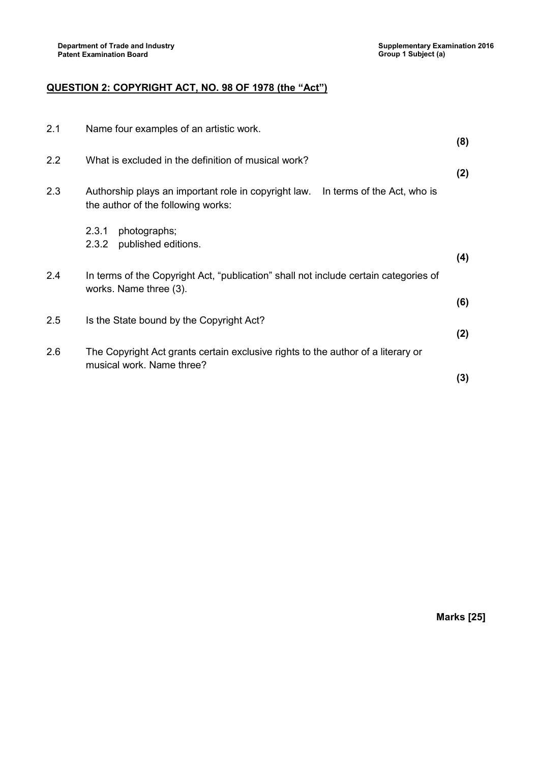## QUESTION 2: COPYRIGHT ACT, NO. 98 OF 1978 (the "Act")

2.1 Name four examples of an artistic work. **(8)**

2.2 What is excluded in the definition of musical work? **(2)**

2.3 Authorship plays an important role in copyright law. In terms of the Act, who is the author of the following works:

- 2.3.1 photographs;
- 2.3.2 published editions.

**(4)**

2.4 In terms of the Copyright Act, "publication" shall not include certain categories of works. Name three (3). **(6)**

2.5 Is the State bound by the Copyright Act? **(2)**

2.6 The Copyright Act grants certain exclusive rights to the author of a literary or musical work. Name three? **(3)**

**Marks [25]**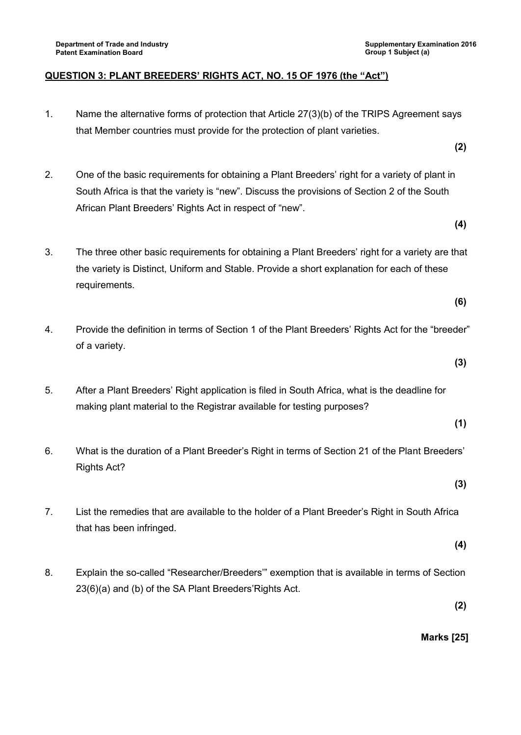## QUESTION 3: PLANT BREEDERS' RIGHTS ACT, NO. 15 OF 1976 (the "Act")

1. Name the alternative forms of protection that Article 27(3)(b) of the TRIPS Agreement says that Member countries must provide for the protection of plant varieties.

   **(2)**

2. One of the basic requirements for obtaining a Plant Breeders' right for a variety of plant in South Africa is that the variety is "new". Discuss the provisions of Section 2 of the South African Plant Breeders' Rights Act in respect of "new".

   **(4)**

3. The three other basic requirements for obtaining a Plant Breeders' right for a variety are that the variety is Distinct, Uniform and Stable. Provide a short explanation for each of these requirements.

   **(6)**

4. Provide the definition in terms of Section 1 of the Plant Breeders' Rights Act for the "breeder" of a variety.

   **(3)**

5. After a Plant Breeders' Right application is filed in South Africa, what is the deadline for making plant material to the Registrar available for testing purposes?

   **(1)**

6. What is the duration of a Plant Breeder's Right in terms of Section 21 of the Plant Breeders' Rights Act?

   **(3)**

7. List the remedies that are available to the holder of a Plant Breeder's Right in South Africa that has been infringed.

   **(4)**

8. Explain the so-called "Researcher/Breeders'" exemption that is available in terms of Section 23(6)(a) and (b) of the SA Plant Breeders'Rights Act.

   **(2)**

**Marks [25]**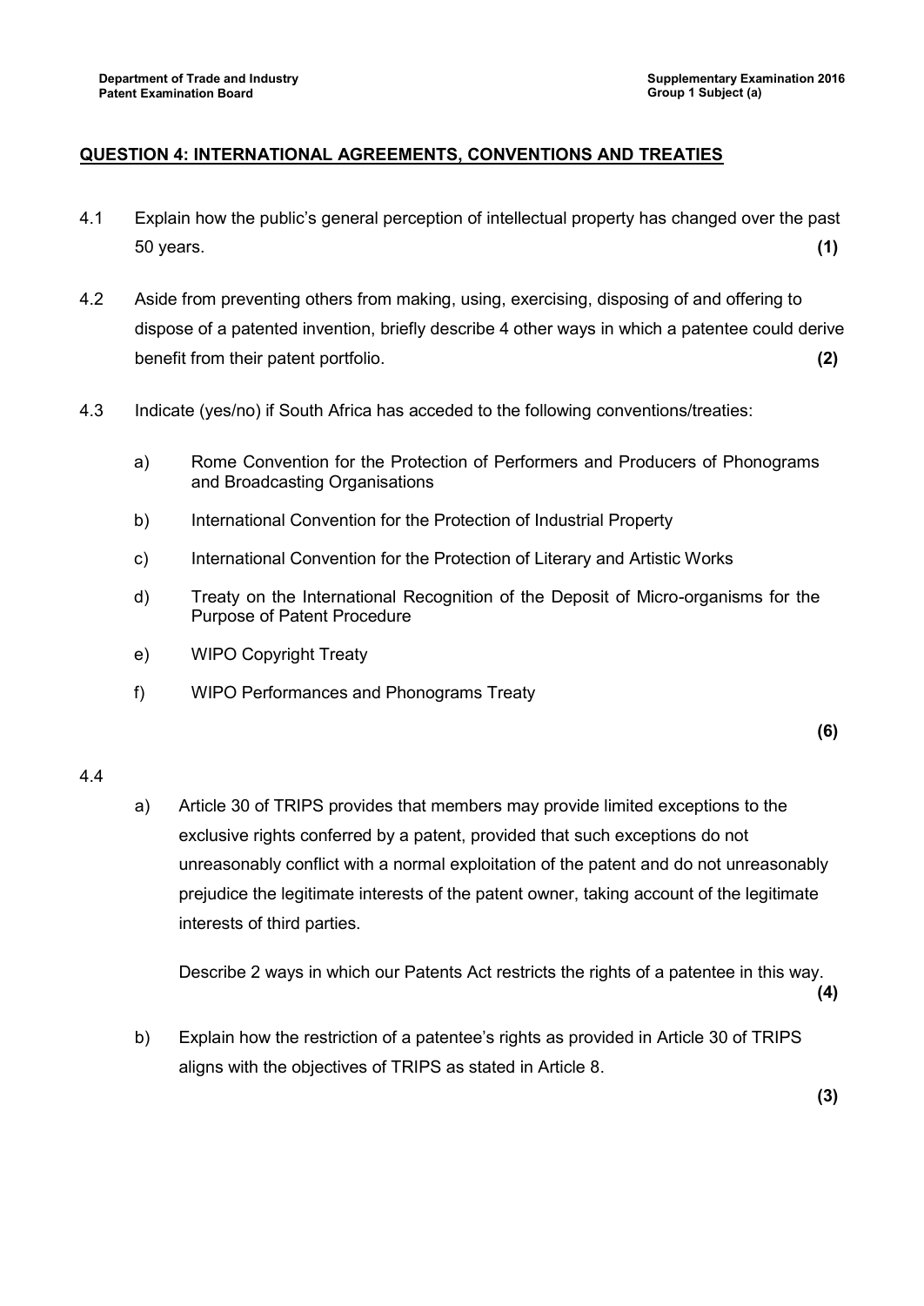## QUESTION 4: INTERNATIONAL AGREEMENTS, CONVENTIONS AND TREATIES

4.1 Explain how the public's general perception of intellectual property has changed over the past 50 years. **(1)**

4.2 Aside from preventing others from making, using, exercising, disposing of and offering to dispose of a patented invention, briefly describe 4 other ways in which a patentee could derive benefit from their patent portfolio. **(2)**

4.3 Indicate (yes/no) if South Africa has acceded to the following conventions/treaties:

a) Rome Convention for the Protection of Performers and Producers of Phonograms and Broadcasting Organisations

b) International Convention for the Protection of Industrial Property

c) International Convention for the Protection of Literary and Artistic Works

d) Treaty on the International Recognition of the Deposit of Micro-organisms for the Purpose of Patent Procedure

e) WIPO Copyright Treaty

f) WIPO Performances and Phonograms Treaty

**(6)**

4.4

a) Article 30 of TRIPS provides that members may provide limited exceptions to the exclusive rights conferred by a patent, provided that such exceptions do not unreasonably conflict with a normal exploitation of the patent and do not unreasonably prejudice the legitimate interests of the patent owner, taking account of the legitimate interests of third parties.

Describe 2 ways in which our Patents Act restricts the rights of a patentee in this way. **(4)**

b) Explain how the restriction of a patentee's rights as provided in Article 30 of TRIPS aligns with the objectives of TRIPS as stated in Article 8. **(3)**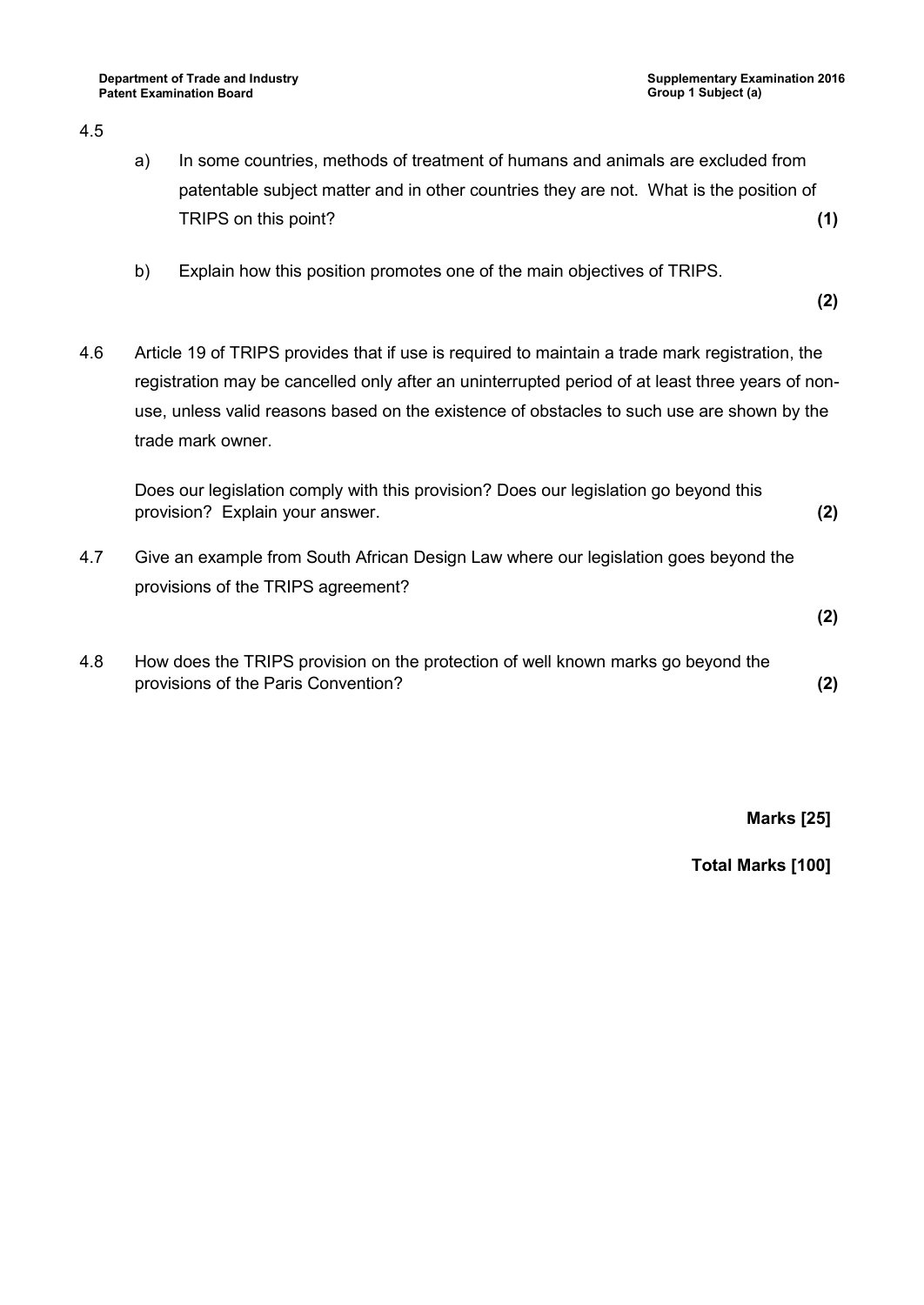4.5

a) In some countries, methods of treatment of humans and animals are excluded from patentable subject matter and in other countries they are not. What is the position of TRIPS on this point? **(1)**

b) Explain how this position promotes one of the main objectives of TRIPS. **(2)**

4.6 Article 19 of TRIPS provides that if use is required to maintain a trade mark registration, the registration may be cancelled only after an uninterrupted period of at least three years of non-use, unless valid reasons based on the existence of obstacles to such use are shown by the trade mark owner.

Does our legislation comply with this provision? Does our legislation go beyond this provision? Explain your answer. **(2)**

4.7 Give an example from South African Design Law where our legislation goes beyond the provisions of the TRIPS agreement? **(2)**

4.8 How does the TRIPS provision on the protection of well known marks go beyond the provisions of the Paris Convention? **(2)**

**Marks [25]**

**Total Marks [100]**